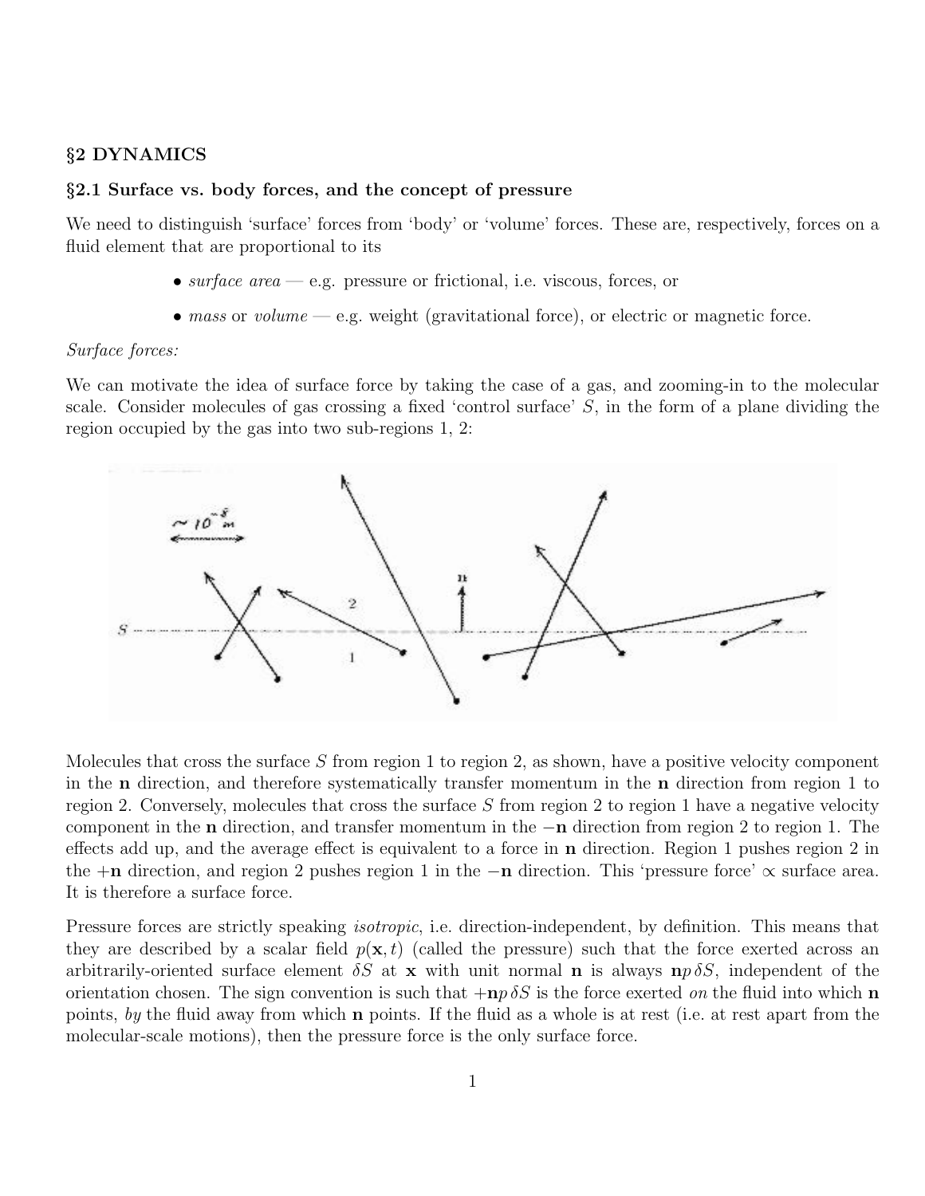## §2 DYNAMICS

### §2.1 Surface vs. body forces, and the concept of pressure

We need to distinguish 'surface' forces from 'body' or 'volume' forces. These are, respectively, forces on a fluid element that are proportional to its

- *surface area* — e.g. pressure or frictional, i.e. viscous, forces, or
- *mass* or *volume* — e.g. weight (gravitational force), or electric or magnetic force.

*Surface forces:*

We can motivate the idea of surface force by taking the case of a gas, and zooming-in to the molecular scale. Consider molecules of gas crossing a fixed 'control surface' $S$, in the form of a plane dividing the region occupied by the gas into two sub-regions 1, 2:

Molecules that cross the surface $S$ from region 1 to region 2, as shown, have a positive velocity component in the $\mathbf{n}$ direction, and therefore systematically transfer momentum in the $\mathbf{n}$ direction from region 1 to region 2. Conversely, molecules that cross the surface $S$ from region 2 to region 1 have a negative velocity component in the $\mathbf{n}$ direction, and transfer momentum in the $-\mathbf{n}$ direction from region 2 to region 1. The effects add up, and the average effect is equivalent to a force in $\mathbf{n}$ direction. Region 1 pushes region 2 in the $+\mathbf{n}$ direction, and region 2 pushes region 1 in the $-\mathbf{n}$ direction. This 'pressure force' $\propto$ surface area. It is therefore a surface force.

Pressure forces are strictly speaking *isotropic*, i.e. direction-independent, by definition. This means that they are described by a scalar field $p(\mathbf{x}, t)$ (called the pressure) such that the force exerted across an arbitrarily-oriented surface element $\delta S$ at $\mathbf{x}$ with unit normal $\mathbf{n}$ is always $\mathbf{n}p\,\delta S$, independent of the orientation chosen. The sign convention is such that $+\mathbf{n}p\,\delta S$ is the force exerted *on* the fluid into which $\mathbf{n}$ points, *by* the fluid away from which $\mathbf{n}$ points. If the fluid as a whole is at rest (i.e. at rest apart from the molecular-scale motions), then the pressure force is the only surface force.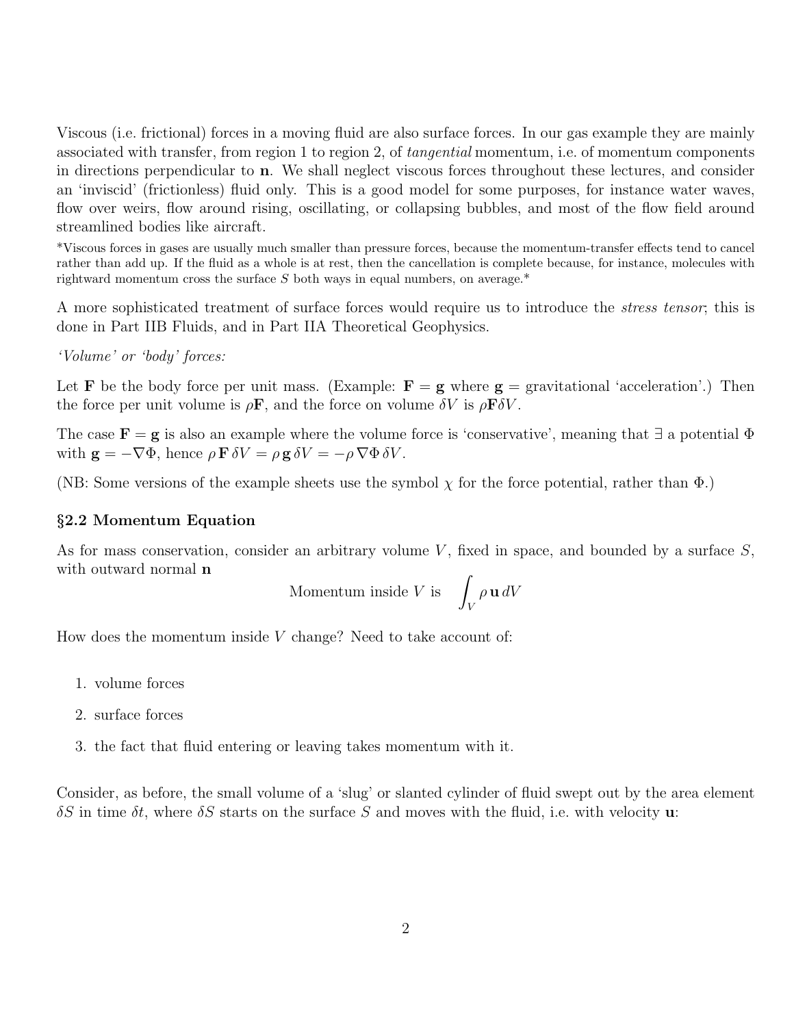Viscous (i.e. frictional) forces in a moving fluid are also surface forces. In our gas example they are mainly associated with transfer, from region 1 to region 2, of *tangential* momentum, i.e. of momentum components in directions perpendicular to **n**. We shall neglect viscous forces throughout these lectures, and consider an 'inviscid' (frictionless) fluid only. This is a good model for some purposes, for instance water waves, flow over weirs, flow around rising, oscillating, or collapsing bubbles, and most of the flow field around streamlined bodies like aircraft.

*Viscous forces in gases are usually much smaller than pressure forces, because the momentum-transfer effects tend to cancel rather than add up. If the fluid as a whole is at rest, then the cancellation is complete because, for instance, molecules with rightward momentum cross the surface $S$ both ways in equal numbers, on average.*

A more sophisticated treatment of surface forces would require us to introduce the *stress tensor*; this is done in Part IIB Fluids, and in Part IIA Theoretical Geophysics.

*'Volume' or 'body' forces:*

Let $\mathbf{F}$ be the body force per unit mass. (Example: $\mathbf{F} = \mathbf{g}$ where $\mathbf{g}$ = gravitational 'acceleration'.) Then the force per unit volume is $\rho\mathbf{F}$, and the force on volume $\delta V$ is $\rho\mathbf{F}\delta V$.

The case $\mathbf{F} = \mathbf{g}$ is also an example where the volume force is 'conservative', meaning that $\exists$ a potential $\Phi$ with $\mathbf{g} = -\nabla\Phi$, hence $\rho\,\mathbf{F}\,\delta V = \rho\,\mathbf{g}\,\delta V = -\rho\,\nabla\Phi\,\delta V$.

(NB: Some versions of the example sheets use the symbol $\chi$ for the force potential, rather than $\Phi$.)

### §2.2 Momentum Equation

As for mass conservation, consider an arbitrary volume $V$, fixed in space, and bounded by a surface $S$, with outward normal **n**

$$\text{Momentum inside } V \text{ is } \quad \int_V \rho\,\mathbf{u}\,dV$$

How does the momentum inside $V$ change? Need to take account of:

1. volume forces
2. surface forces
3. the fact that fluid entering or leaving takes momentum with it.

Consider, as before, the small volume of a 'slug' or slanted cylinder of fluid swept out by the area element $\delta S$ in time $\delta t$, where $\delta S$ starts on the surface $S$ and moves with the fluid, i.e. with velocity $\mathbf{u}$: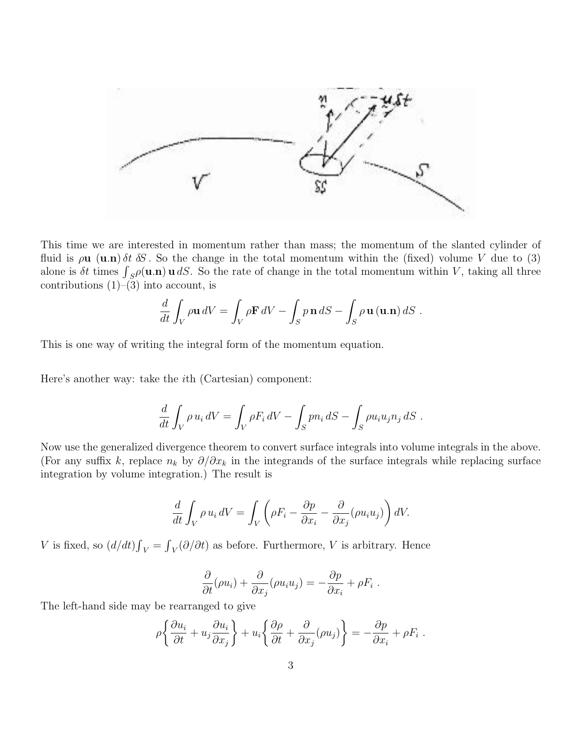This time we are interested in momentum rather than mass; the momentum of the slanted cylinder of fluid is $\rho\mathbf{u}\ (\mathbf{u}.\mathbf{n})\,\delta t\ \delta S$. So the change in the total momentum within the (fixed) volume $V$ due to (3) alone is $\delta t$ times $\int_S \rho(\mathbf{u}.\mathbf{n})\,\mathbf{u}\,dS$. So the rate of change in the total momentum within $V$, taking all three contributions (1)–(3) into account, is

$$\frac{d}{dt}\int_V \rho\mathbf{u}\,dV = \int_V \rho\mathbf{F}\,dV - \int_S p\,\mathbf{n}\,dS - \int_S \rho\,\mathbf{u}\,(\mathbf{u}.\mathbf{n})\,dS\ .$$

This is one way of writing the integral form of the momentum equation.

Here's another way: take the $i$th (Cartesian) component:

$$\frac{d}{dt}\int_V \rho\,u_i\,dV = \int_V \rho F_i\,dV - \int_S p n_i\,dS - \int_S \rho u_i u_j n_j\,dS\ .$$

Now use the generalized divergence theorem to convert surface integrals into volume integrals in the above. (For any suffix $k$, replace $n_k$ by $\partial/\partial x_k$ in the integrands of the surface integrals while replacing surface integration by volume integration.) The result is

$$\frac{d}{dt}\int_V \rho\,u_i\,dV = \int_V \left(\rho F_i - \frac{\partial p}{\partial x_i} - \frac{\partial}{\partial x_j}(\rho u_i u_j)\right) dV.$$

$V$ is fixed, so $(d/dt)\int_V = \int_V(\partial/\partial t)$ as before. Furthermore, $V$ is arbitrary. Hence

$$\frac{\partial}{\partial t}(\rho u_i) + \frac{\partial}{\partial x_j}(\rho u_i u_j) = -\frac{\partial p}{\partial x_i} + \rho F_i\ .$$

The left-hand side may be rearranged to give

$$\rho\left\{\frac{\partial u_i}{\partial t} + u_j\frac{\partial u_i}{\partial x_j}\right\} + u_i\left\{\frac{\partial \rho}{\partial t} + \frac{\partial}{\partial x_j}(\rho u_j)\right\} = -\frac{\partial p}{\partial x_i} + \rho F_i\ .$$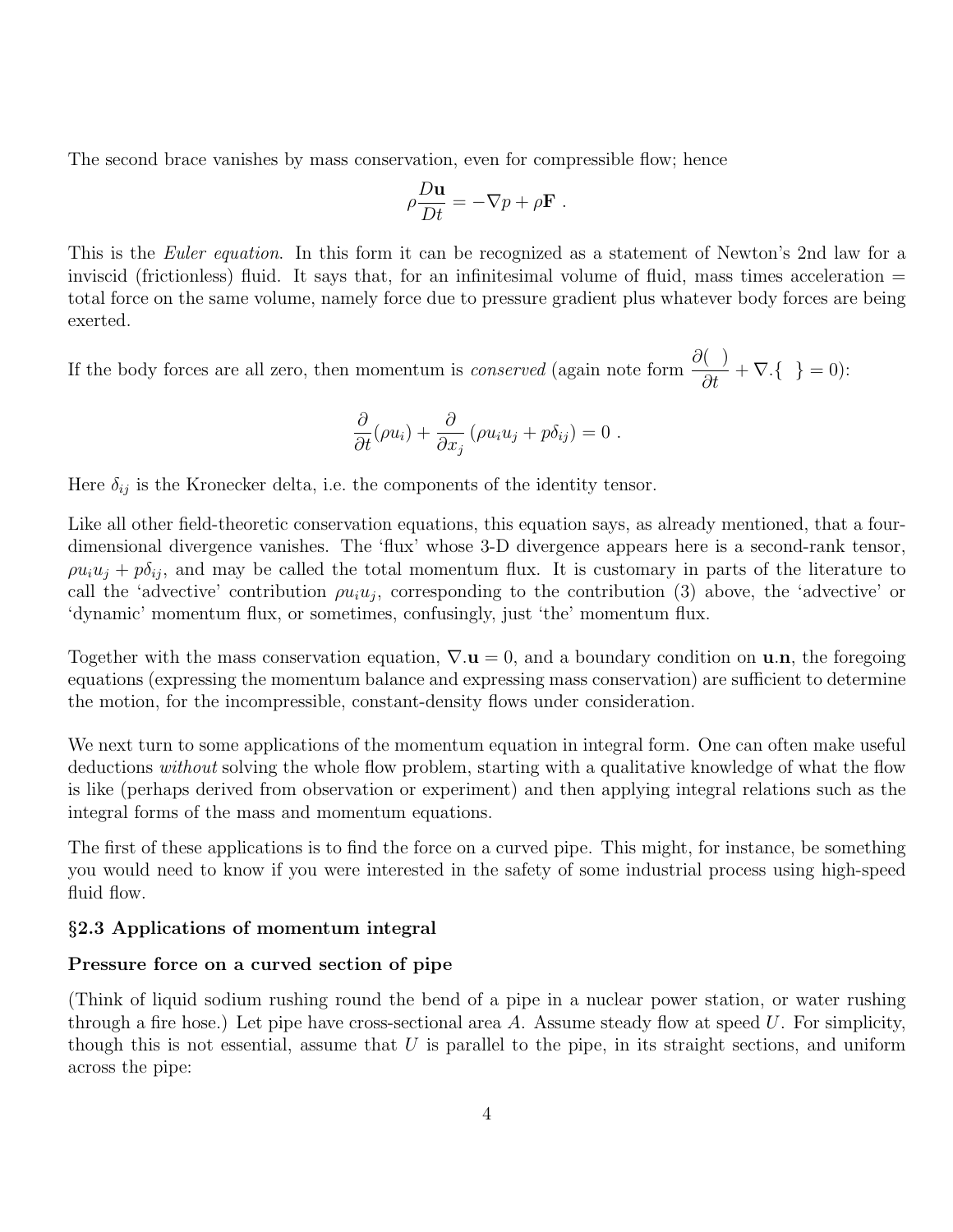The second brace vanishes by mass conservation, even for compressible flow; hence

$$\rho \frac{D\mathbf{u}}{Dt} = -\nabla p + \rho \mathbf{F} \ .$$

This is the *Euler equation*. In this form it can be recognized as a statement of Newton's 2nd law for a inviscid (frictionless) fluid. It says that, for an infinitesimal volume of fluid, mass times acceleration = total force on the same volume, namely force due to pressure gradient plus whatever body forces are being exerted.

If the body forces are all zero, then momentum is *conserved* (again note form $\dfrac{\partial(\ )}{\partial t} + \nabla.\{\ \ \} = 0$):

$$\frac{\partial}{\partial t}(\rho u_i) + \frac{\partial}{\partial x_j}\left(\rho u_i u_j + p\delta_{ij}\right) = 0 \ .$$

Here $\delta_{ij}$ is the Kronecker delta, i.e. the components of the identity tensor.

Like all other field-theoretic conservation equations, this equation says, as already mentioned, that a four-dimensional divergence vanishes. The 'flux' whose 3-D divergence appears here is a second-rank tensor, $\rho u_i u_j + p\delta_{ij}$, and may be called the total momentum flux. It is customary in parts of the literature to call the 'advective' contribution $\rho u_i u_j$, corresponding to the contribution (3) above, the 'advective' or 'dynamic' momentum flux, or sometimes, confusingly, just 'the' momentum flux.

Together with the mass conservation equation, $\nabla.\mathbf{u} = 0$, and a boundary condition on $\mathbf{u}.\mathbf{n}$, the foregoing equations (expressing the momentum balance and expressing mass conservation) are sufficient to determine the motion, for the incompressible, constant-density flows under consideration.

We next turn to some applications of the momentum equation in integral form. One can often make useful deductions *without* solving the whole flow problem, starting with a qualitative knowledge of what the flow is like (perhaps derived from observation or experiment) and then applying integral relations such as the integral forms of the mass and momentum equations.

The first of these applications is to find the force on a curved pipe. This might, for instance, be something you would need to know if you were interested in the safety of some industrial process using high-speed fluid flow.

## §2.3 Applications of momentum integral

### Pressure force on a curved section of pipe

(Think of liquid sodium rushing round the bend of a pipe in a nuclear power station, or water rushing through a fire hose.) Let pipe have cross-sectional area $A$. Assume steady flow at speed $U$. For simplicity, though this is not essential, assume that $U$ is parallel to the pipe, in its straight sections, and uniform across the pipe: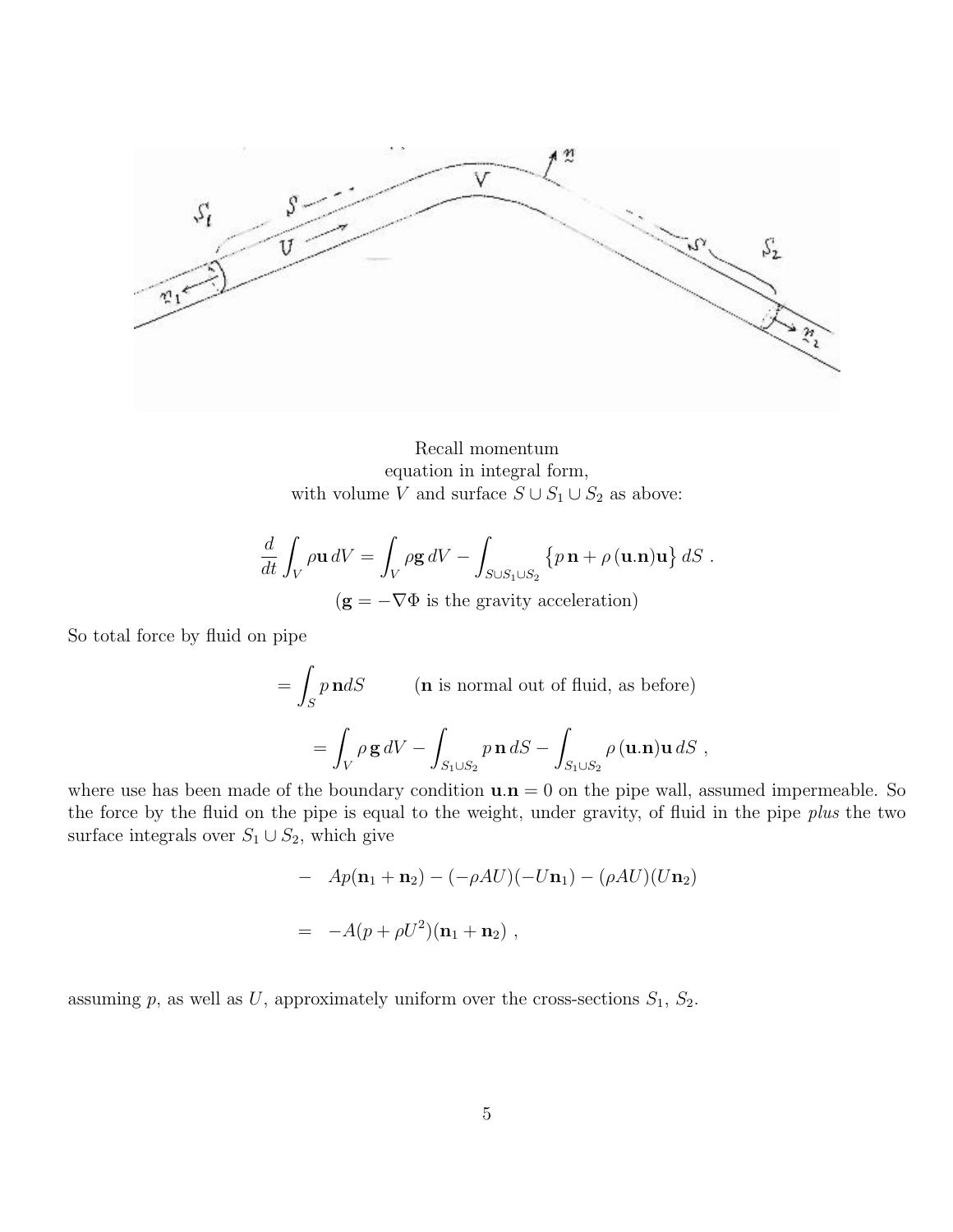Recall momentum
equation in integral form,
with volume $V$ and surface $S \cup S_1 \cup S_2$ as above:

$$\frac{d}{dt}\int_V \rho \mathbf{u}\, dV = \int_V \rho \mathbf{g}\, dV - \int_{S\cup S_1 \cup S_2} \left\{ p\, \mathbf{n} + \rho\, (\mathbf{u}.\mathbf{n})\mathbf{u} \right\} dS \; .$$

($\mathbf{g} = -\nabla\Phi$ is the gravity acceleration)

So total force by fluid on pipe

$$= \int_S p\, \mathbf{n} dS \qquad (\mathbf{n} \text{ is normal out of fluid, as before})$$

$$= \int_V \rho\, \mathbf{g}\, dV - \int_{S_1 \cup S_2} p\, \mathbf{n}\, dS - \int_{S_1 \cup S_2} \rho\, (\mathbf{u}.\mathbf{n})\mathbf{u}\, dS \; ,$$

where use has been made of the boundary condition $\mathbf{u}.\mathbf{n} = 0$ on the pipe wall, assumed impermeable. So the force by the fluid on the pipe is equal to the weight, under gravity, of fluid in the pipe *plus* the two surface integrals over $S_1 \cup S_2$, which give

$$- \quad Ap(\mathbf{n}_1 + \mathbf{n}_2) - (-\rho AU)(-U\mathbf{n}_1) - (\rho AU)(U\mathbf{n}_2)$$

$$= \quad -A(p + \rho U^2)(\mathbf{n}_1 + \mathbf{n}_2) \; ,$$

assuming $p$, as well as $U$, approximately uniform over the cross-sections $S_1$, $S_2$.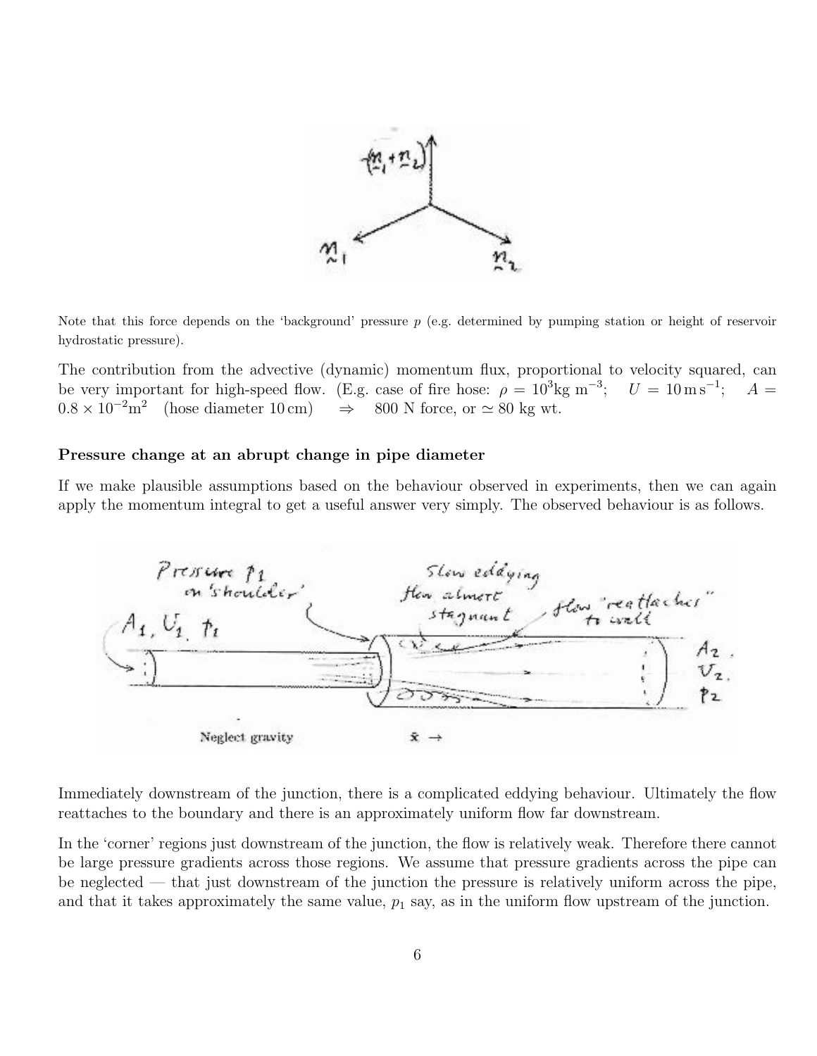Note that this force depends on the 'background' pressure $p$ (e.g. determined by pumping station or height of reservoir hydrostatic pressure).

The contribution from the advective (dynamic) momentum flux, proportional to velocity squared, can be very important for high-speed flow. (E.g. case of fire hose: $\rho = 10^3 \text{kg m}^{-3}$; $U = 10\,\text{m s}^{-1}$; $A = 0.8 \times 10^{-2}\text{m}^2$ (hose diameter 10 cm) $\Rightarrow$ 800 N force, or $\simeq$ 80 kg wt.

### Pressure change at an abrupt change in pipe diameter

If we make plausible assumptions based on the behaviour observed in experiments, then we can again apply the momentum integral to get a useful answer very simply. The observed behaviour is as follows.

Immediately downstream of the junction, there is a complicated eddying behaviour. Ultimately the flow reattaches to the boundary and there is an approximately uniform flow far downstream.

In the 'corner' regions just downstream of the junction, the flow is relatively weak. Therefore there cannot be large pressure gradients across those regions. We assume that pressure gradients across the pipe can be neglected — that just downstream of the junction the pressure is relatively uniform across the pipe, and that it takes approximately the same value, $p_1$ say, as in the uniform flow upstream of the junction.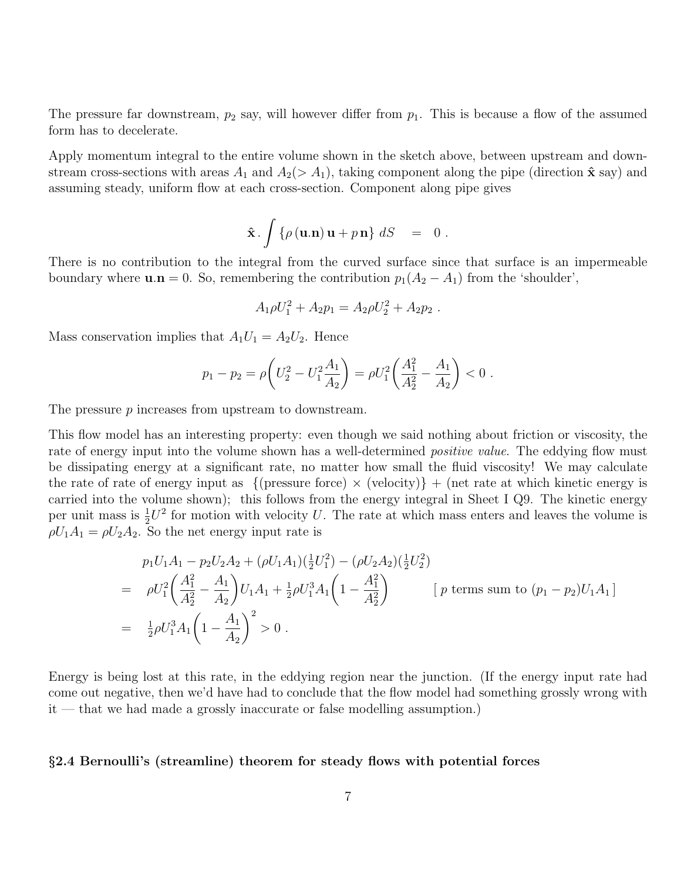The pressure far downstream, $p_2$ say, will however differ from $p_1$. This is because a flow of the assumed form has to decelerate.

Apply momentum integral to the entire volume shown in the sketch above, between upstream and downstream cross-sections with areas $A_1$ and $A_2(> A_1)$, taking component along the pipe (direction $\hat{\mathbf{x}}$ say) and assuming steady, uniform flow at each cross-section. Component along pipe gives

$$\hat{\mathbf{x}}\,.\int \{\rho\,(\mathbf{u}.\mathbf{n})\,\mathbf{u} + p\,\mathbf{n}\}\;dS \quad = \quad 0\ .$$

There is no contribution to the integral from the curved surface since that surface is an impermeable boundary where $\mathbf{u}.\mathbf{n} = 0$. So, remembering the contribution $p_1(A_2 - A_1)$ from the 'shoulder',

$$A_1\rho U_1^2 + A_2 p_1 = A_2\rho U_2^2 + A_2 p_2\ .$$

Mass conservation implies that $A_1U_1 = A_2U_2$. Hence

$$p_1 - p_2 = \rho\bigg(U_2^2 - U_1^2\frac{A_1}{A_2}\bigg) = \rho U_1^2\bigg(\frac{A_1^2}{A_2^2} - \frac{A_1}{A_2}\bigg) < 0\ .$$

The pressure $p$ increases from upstream to downstream.

This flow model has an interesting property: even though we said nothing about friction or viscosity, the rate of energy input into the volume shown has a well-determined *positive value*. The eddying flow must be dissipating energy at a significant rate, no matter how small the fluid viscosity! We may calculate the rate of rate of energy input as $\{$(pressure force) $\times$ (velocity)$\}$ + (net rate at which kinetic energy is carried into the volume shown); this follows from the energy integral in Sheet I Q9. The kinetic energy per unit mass is $\frac{1}{2}U^2$ for motion with velocity $U$. The rate at which mass enters and leaves the volume is $\rho U_1A_1 = \rho U_2A_2$. So the net energy input rate is

$$
\begin{aligned}
& p_1U_1A_1 - p_2U_2A_2 + (\rho U_1A_1)(\tfrac{1}{2}U_1^2) - (\rho U_2A_2)(\tfrac{1}{2}U_2^2) \\
= \quad & \rho U_1^2\bigg(\frac{A_1^2}{A_2^2} - \frac{A_1}{A_2}\bigg)U_1A_1 + \tfrac{1}{2}\rho U_1^3A_1\bigg(1 - \frac{A_1^2}{A_2^2}\bigg) \qquad [\ p \text{ terms sum to } (p_1 - p_2)U_1A_1\ ] \\
= \quad & \tfrac{1}{2}\rho U_1^3A_1\bigg(1 - \frac{A_1}{A_2}\bigg)^2 > 0\ .
\end{aligned}
$$

Energy is being lost at this rate, in the eddying region near the junction. (If the energy input rate had come out negative, then we'd have had to conclude that the flow model had something grossly wrong with it — that we had made a grossly inaccurate or false modelling assumption.)

### §2.4 Bernoulli's (streamline) theorem for steady flows with potential forces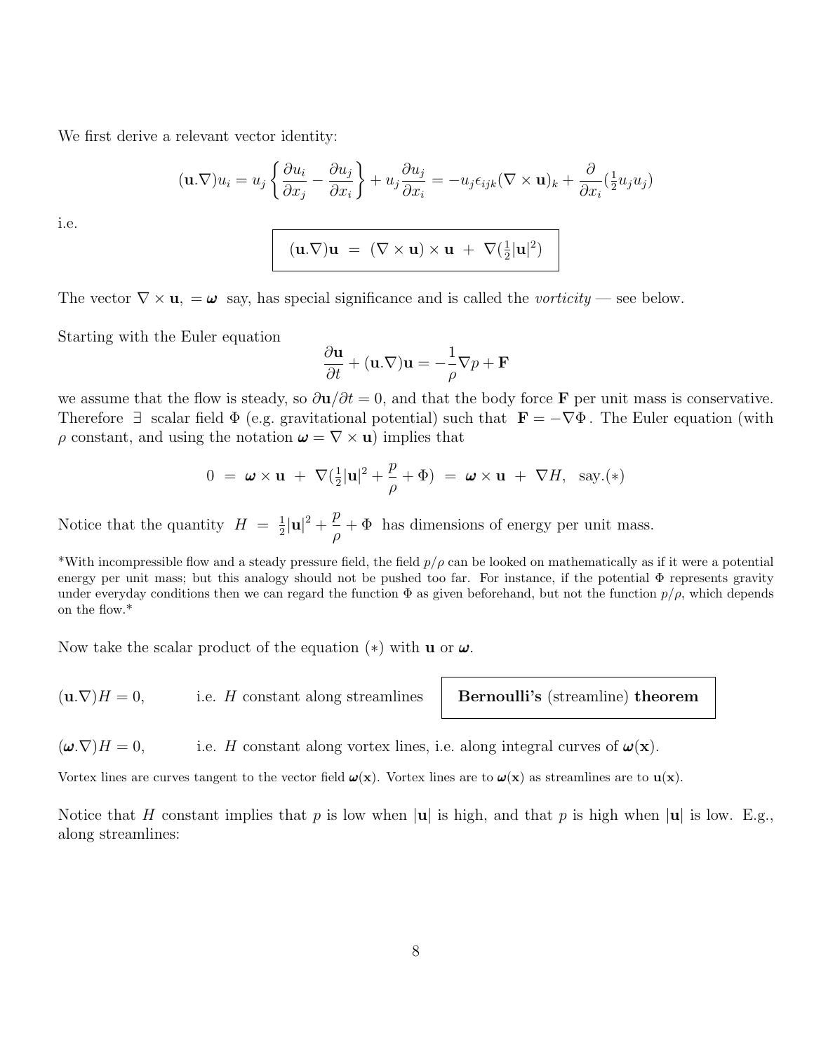We first derive a relevant vector identity:

$$(\mathbf{u}.\nabla)u_i = u_j\left\{\frac{\partial u_i}{\partial x_j} - \frac{\partial u_j}{\partial x_i}\right\} + u_j\frac{\partial u_j}{\partial x_i} = -u_j\epsilon_{ijk}(\nabla\times\mathbf{u})_k + \frac{\partial}{\partial x_i}(\tfrac{1}{2}u_ju_j)$$

i.e.

$$\boxed{(\mathbf{u}.\nabla)\mathbf{u} \;=\; (\nabla\times\mathbf{u})\times\mathbf{u} \;+\; \nabla(\tfrac{1}{2}|\mathbf{u}|^2)}$$

The vector $\nabla\times\mathbf{u}$, $=\boldsymbol{\omega}$ say, has special significance and is called the *vorticity* — see below.

Starting with the Euler equation

$$\frac{\partial\mathbf{u}}{\partial t} + (\mathbf{u}.\nabla)\mathbf{u} = -\frac{1}{\rho}\nabla p + \mathbf{F}$$

we assume that the flow is steady, so $\partial\mathbf{u}/\partial t = 0$, and that the body force $\mathbf{F}$ per unit mass is conservative. Therefore $\exists$ scalar field $\Phi$ (e.g. gravitational potential) such that $\mathbf{F} = -\nabla\Phi$. The Euler equation (with $\rho$ constant, and using the notation $\boldsymbol{\omega} = \nabla\times\mathbf{u}$) implies that

$$0 \;=\; \boldsymbol{\omega}\times\mathbf{u} \;+\; \nabla(\tfrac{1}{2}|\mathbf{u}|^2 + \frac{p}{\rho} + \Phi) \;=\; \boldsymbol{\omega}\times\mathbf{u} \;+\; \nabla H, \;\; \text{say.}(*)$$

Notice that the quantity $H \;=\; \frac{1}{2}|\mathbf{u}|^2 + \dfrac{p}{\rho} + \Phi$ has dimensions of energy per unit mass.

*With incompressible flow and a steady pressure field, the field $p/\rho$ can be looked on mathematically as if it were a potential energy per unit mass; but this analogy should not be pushed too far. For instance, if the potential $\Phi$ represents gravity under everyday conditions then we can regard the function $\Phi$ as given beforehand, but not the function $p/\rho$, which depends on the flow.*

Now take the scalar product of the equation $(*)$ with $\mathbf{u}$ or $\boldsymbol{\omega}$.

$(\mathbf{u}.\nabla)H = 0$, i.e. $H$ constant along streamlines — **Bernoulli's** (streamline) **theorem**

$(\boldsymbol{\omega}.\nabla)H = 0$, i.e. $H$ constant along vortex lines, i.e. along integral curves of $\boldsymbol{\omega}(\mathbf{x})$.

Vortex lines are curves tangent to the vector field $\boldsymbol{\omega}(\mathbf{x})$. Vortex lines are to $\boldsymbol{\omega}(\mathbf{x})$ as streamlines are to $\mathbf{u}(\mathbf{x})$.

Notice that $H$ constant implies that $p$ is low when $|\mathbf{u}|$ is high, and that $p$ is high when $|\mathbf{u}|$ is low. E.g., along streamlines: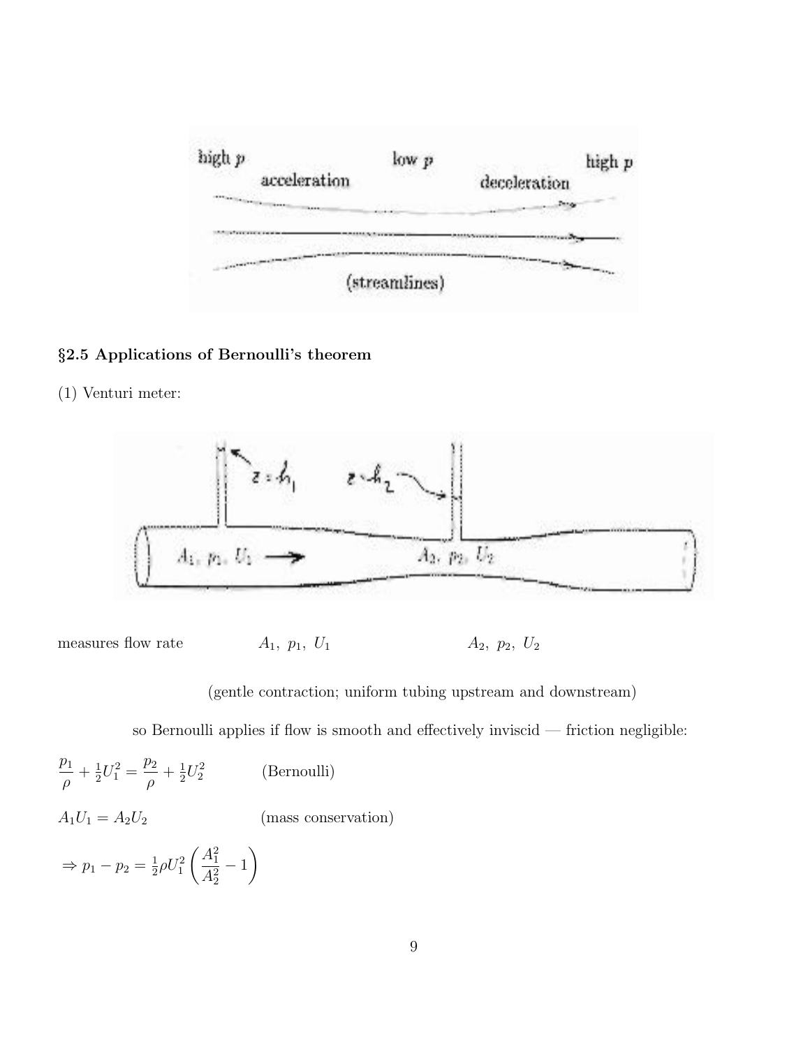## §2.5 Applications of Bernoulli's theorem

(1) Venturi meter:

measures flow rate $A_1,\ p_1,\ U_1$ $A_2,\ p_2,\ U_2$

(gentle contraction; uniform tubing upstream and downstream)

so Bernoulli applies if flow is smooth and effectively inviscid — friction negligible:

$$\frac{p_1}{\rho} + \tfrac{1}{2}U_1^2 = \frac{p_2}{\rho} + \tfrac{1}{2}U_2^2 \qquad \text{(Bernoulli)}$$

$$A_1 U_1 = A_2 U_2 \qquad \text{(mass conservation)}$$

$$\Rightarrow p_1 - p_2 = \tfrac{1}{2}\rho U_1^2 \left( \frac{A_1^2}{A_2^2} - 1 \right)$$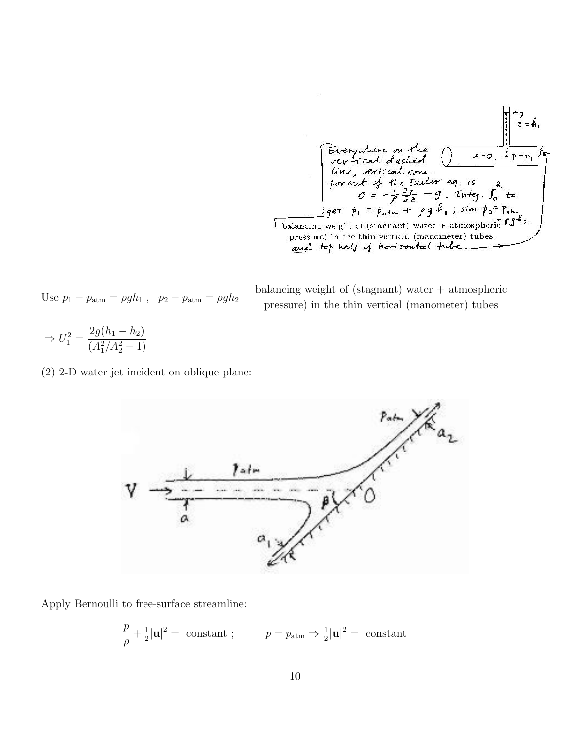Everywhere on the vertical dashed line, vertical component of the Euler eq. is $0 = -\frac{1}{\rho}\frac{\partial p}{\partial z} - g$. Integ. $\int_0^{h_1}$ to get $p_1 = p_{atm} + \rho g h_1$ ; sim. $p_2 = p_{atm} + \rho g h_2$

balancing weight of (stagnant) water + atmospheric pressure) in the thin vertical (manometer) tubes and top half of horizontal tube

Use $p_1 - p_{\text{atm}} = \rho g h_1$ , $p_2 - p_{\text{atm}} = \rho g h_2$ balancing weight of (stagnant) water + atmospheric pressure) in the thin vertical (manometer) tubes

$$\Rightarrow U_1^2 = \frac{2g(h_1 - h_2)}{(A_1^2/A_2^2 - 1)}$$

(2) 2-D water jet incident on oblique plane:

Apply Bernoulli to free-surface streamline:

$$\frac{p}{\rho} + \tfrac{1}{2}|\mathbf{u}|^2 = \text{ constant} ; \qquad p = p_{\text{atm}} \Rightarrow \tfrac{1}{2}|\mathbf{u}|^2 = \text{ constant}$$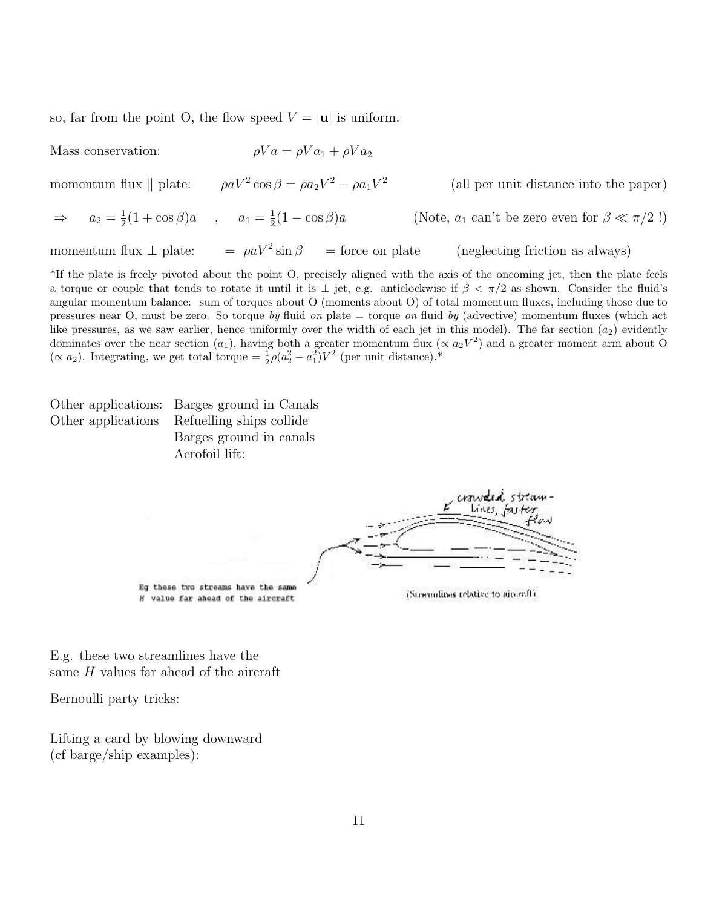so, far from the point O, the flow speed $V = |\mathbf{u}|$ is uniform.

Mass conservation: $\rho V a = \rho V a_1 + \rho V a_2$

momentum flux $\parallel$ plate: $\rho a V^2 \cos\beta = \rho a_2 V^2 - \rho a_1 V^2$ (all per unit distance into the paper)

$\Rightarrow \quad a_2 = \frac{1}{2}(1+\cos\beta)a \quad , \quad a_1 = \frac{1}{2}(1-\cos\beta)a$ (Note, $a_1$ can't be zero even for $\beta \ll \pi/2$ !)

momentum flux $\perp$ plate: $= \rho a V^2 \sin\beta$ = force on plate (neglecting friction as always)

*If the plate is freely pivoted about the point O, precisely aligned with the axis of the oncoming jet, then the plate feels a torque or couple that tends to rotate it until it is $\perp$ jet, e.g. anticlockwise if $\beta < \pi/2$ as shown. Consider the fluid's angular momentum balance: sum of torques about O (moments about O) of total momentum fluxes, including those due to pressures near O, must be zero. So torque *by* fluid *on* plate = torque *on* fluid *by* (advective) momentum fluxes (which act like pressures, as we saw earlier, hence uniformly over the width of each jet in this model). The far section ($a_2$) evidently dominates over the near section ($a_1$), having both a greater momentum flux ($\propto a_2 V^2$) and a greater moment arm about O ($\propto a_2$). Integrating, we get total torque $= \frac{1}{2}\rho(a_2^2 - a_1^2)V^2$ (per unit distance).*

Other applications: Barges ground in Canals
Other applications Refuelling ships collide
Barges ground in canals
Aerofoil lift:

crowded stream-lines, faster flow

Eg these two streams have the same H value far ahead of the aircraft

(Streamlines relative to aircraft)

E.g. these two streamlines have the same $H$ values far ahead of the aircraft

Bernoulli party tricks:

Lifting a card by blowing downward (cf barge/ship examples):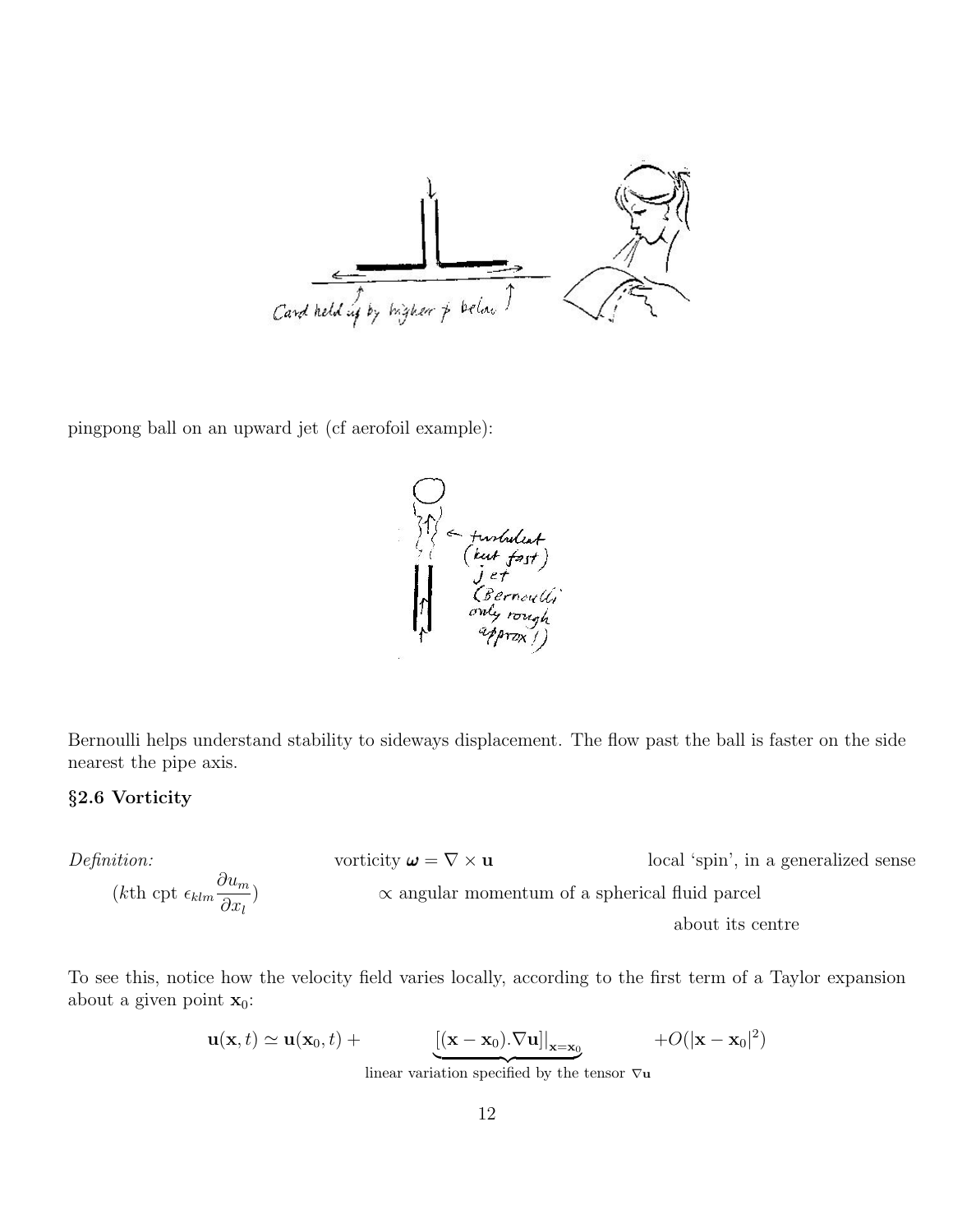Card held up by higher $p$ below

pingpong ball on an upward jet (cf aerofoil example):

← turbulent (but fast) jet (Bernoulli only rough approx!)

Bernoulli helps understand stability to sideways displacement. The flow past the ball is faster on the side nearest the pipe axis.

### §2.6 Vorticity

*Definition:* vorticity $\boldsymbol{\omega} = \nabla \times \mathbf{u}$ local 'spin', in a generalized sense

($k$th cpt $\epsilon_{klm} \dfrac{\partial u_m}{\partial x_l}$) $\propto$ angular momentum of a spherical fluid parcel about its centre

To see this, notice how the velocity field varies locally, according to the first term of a Taylor expansion about a given point $\mathbf{x}_0$:

$$\mathbf{u}(\mathbf{x}, t) \simeq \mathbf{u}(\mathbf{x}_0, t) + \underbrace{\left[(\mathbf{x} - \mathbf{x}_0).\nabla\mathbf{u}\right]\big|_{\mathbf{x}=\mathbf{x}_0}}_{\text{linear variation specified by the tensor } \nabla\mathbf{u}} + O(|\mathbf{x} - \mathbf{x}_0|^2)$$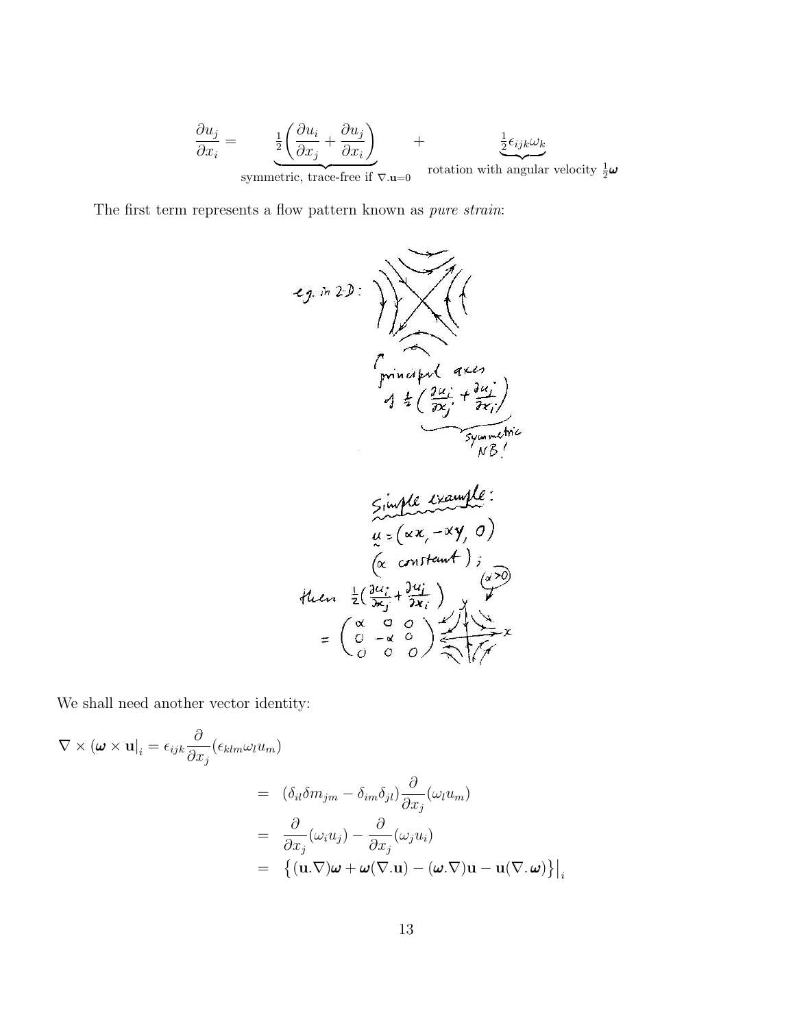$$\frac{\partial u_j}{\partial x_i} = \underbrace{\tfrac{1}{2}\left(\frac{\partial u_i}{\partial x_j} + \frac{\partial u_j}{\partial x_i}\right)}_{\text{symmetric, trace-free if } \nabla.\mathbf{u}=0} + \underbrace{\tfrac{1}{2}\epsilon_{ijk}\omega_k}_{\text{rotation with angular velocity } \frac{1}{2}\boldsymbol{\omega}}$$

The first term represents a flow pattern known as *pure strain*:

e.g. in 2-D:

principal axes of $\frac{1}{2}\left(\frac{\partial u_i}{\partial x_j} + \frac{\partial u_j}{\partial x_i}\right)$ — symmetric NB!

Simple example:

$\mathbf{u} = (\alpha x, -\alpha y, 0)$ ($\alpha$ constant);

then $\frac{1}{2}\left(\frac{\partial u_i}{\partial x_j} + \frac{\partial u_j}{\partial x_i}\right) = \begin{pmatrix} \alpha & 0 & 0 \\ 0 & -\alpha & 0 \\ 0 & 0 & 0 \end{pmatrix}$ ($\alpha > 0$)

We shall need another vector identity:

$$\nabla \times (\boldsymbol{\omega} \times \mathbf{u}\big|_i = \epsilon_{ijk}\frac{\partial}{\partial x_j}(\epsilon_{klm}\omega_l u_m)$$

$$\begin{aligned}
&= (\delta_{il}\delta m_{jm} - \delta_{im}\delta_{jl})\frac{\partial}{\partial x_j}(\omega_l u_m) \\
&= \frac{\partial}{\partial x_j}(\omega_i u_j) - \frac{\partial}{\partial x_j}(\omega_j u_i) \\
&= \left\{(\mathbf{u}.\nabla)\boldsymbol{\omega} + \boldsymbol{\omega}(\nabla.\mathbf{u}) - (\boldsymbol{\omega}.\nabla)\mathbf{u} - \mathbf{u}(\nabla.\boldsymbol{\omega})\right\}\big|_i
\end{aligned}$$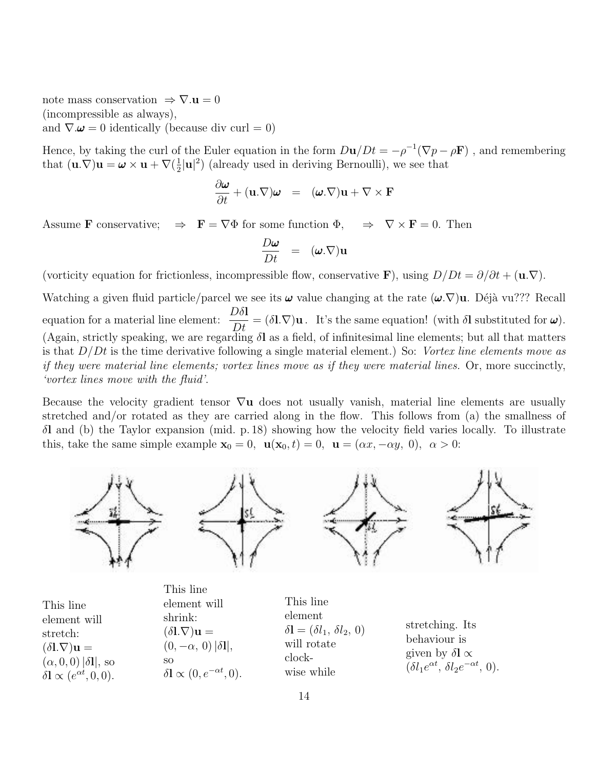note mass conservation $\Rightarrow \nabla.\mathbf{u} = 0$
(incompressible as always),
and $\nabla.\boldsymbol{\omega} = 0$ identically (because div curl = 0)

Hence, by taking the curl of the Euler equation in the form $D\mathbf{u}/Dt = -\rho^{-1}(\nabla p - \rho\mathbf{F})$ , and remembering that $(\mathbf{u}.\nabla)\mathbf{u} = \boldsymbol{\omega} \times \mathbf{u} + \nabla(\frac{1}{2}|\mathbf{u}|^2)$ (already used in deriving Bernoulli), we see that

$$\frac{\partial \boldsymbol{\omega}}{\partial t} + (\mathbf{u}.\nabla)\boldsymbol{\omega} \quad = \quad (\boldsymbol{\omega}.\nabla)\mathbf{u} + \nabla \times \mathbf{F}$$

Assume $\mathbf{F}$ conservative; $\quad \Rightarrow \quad \mathbf{F} = \nabla\Phi$ for some function $\Phi$, $\quad \Rightarrow \quad \nabla \times \mathbf{F} = 0$. Then

$$\frac{D\boldsymbol{\omega}}{Dt} \quad = \quad (\boldsymbol{\omega}.\nabla)\mathbf{u}$$

(vorticity equation for frictionless, incompressible flow, conservative $\mathbf{F}$), using $D/Dt = \partial/\partial t + (\mathbf{u}.\nabla)$.

Watching a given fluid particle/parcel we see its $\boldsymbol{\omega}$ value changing at the rate $(\boldsymbol{\omega}.\nabla)\mathbf{u}$. Déjà vu??? Recall equation for a material line element: $\dfrac{D\delta\mathbf{l}}{Dt} = (\delta\mathbf{l}.\nabla)\mathbf{u}$. It's the same equation! (with $\delta\mathbf{l}$ substituted for $\boldsymbol{\omega}$). (Again, strictly speaking, we are regarding $\delta\mathbf{l}$ as a field, of infinitesimal line elements; but all that matters is that $D/Dt$ is the time derivative following a single material element.) So: *Vortex line elements move as if they were material line elements; vortex lines move as if they were material lines.* Or, more succinctly, *'vortex lines move with the fluid'.*

Because the velocity gradient tensor $\nabla\mathbf{u}$ does not usually vanish, material line elements are usually stretched and/or rotated as they are carried along in the flow. This follows from (a) the smallness of $\delta\mathbf{l}$ and (b) the Taylor expansion (mid. p. 18) showing how the velocity field varies locally. To illustrate this, take the same simple example $\mathbf{x}_0 = 0$, $\mathbf{u}(\mathbf{x}_0, t) = 0$, $\mathbf{u} = (\alpha x, -\alpha y,\ 0)$, $\alpha > 0$:

This line element will stretch: $(\delta\mathbf{l}.\nabla)\mathbf{u} = (\alpha, 0, 0)\,|\delta\mathbf{l}|$, so $\delta\mathbf{l} \propto (e^{\alpha t}, 0, 0)$.

This line element will shrink: $(\delta\mathbf{l}.\nabla)\mathbf{u} = (0, -\alpha,\ 0)\,|\delta\mathbf{l}|$, so $\delta\mathbf{l} \propto (0, e^{-\alpha t}, 0)$.

This line element $\delta\mathbf{l} = (\delta l_1,\ \delta l_2,\ 0)$ will rotate clock-wise while stretching. Its behaviour is given by $\delta\mathbf{l} \propto (\delta l_1 e^{\alpha t},\ \delta l_2 e^{-\alpha t},\ 0)$.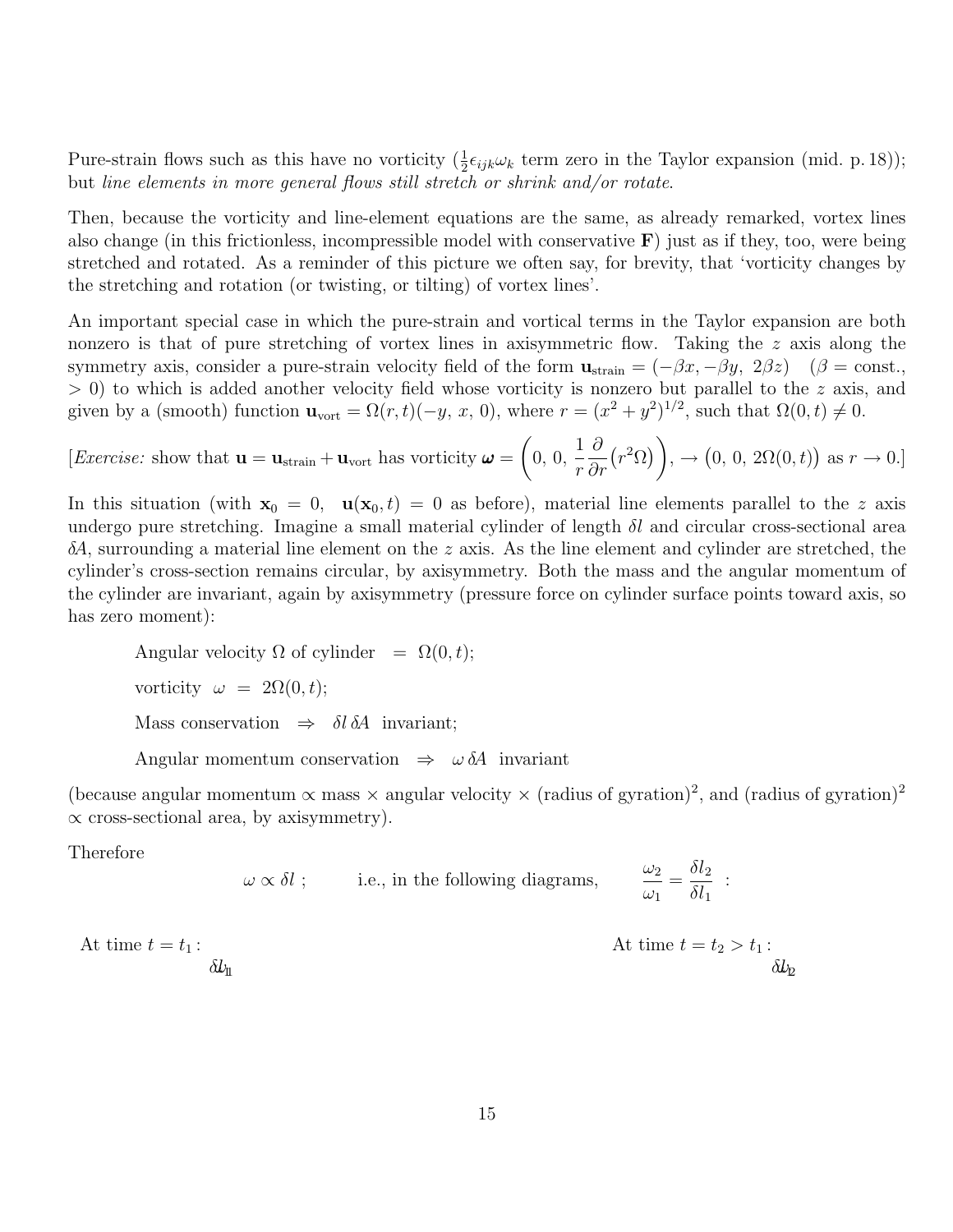Pure-strain flows such as this have no vorticity ($\frac{1}{2}\epsilon_{ijk}\omega_k$ term zero in the Taylor expansion (mid. p. 18)); but *line elements in more general flows still stretch or shrink and/or rotate*.

Then, because the vorticity and line-element equations are the same, as already remarked, vortex lines also change (in this frictionless, incompressible model with conservative $\mathbf{F}$) just as if they, too, were being stretched and rotated. As a reminder of this picture we often say, for brevity, that 'vorticity changes by the stretching and rotation (or twisting, or tilting) of vortex lines'.

An important special case in which the pure-strain and vortical terms in the Taylor expansion are both nonzero is that of pure stretching of vortex lines in axisymmetric flow. Taking the $z$ axis along the symmetry axis, consider a pure-strain velocity field of the form $\mathbf{u}_{\text{strain}} = (-\beta x, -\beta y,\ 2\beta z)$ ($\beta =$ const., $> 0$) to which is added another velocity field whose vorticity is nonzero but parallel to the $z$ axis, and given by a (smooth) function $\mathbf{u}_{\text{vort}} = \Omega(r,t)(-y,\ x,\ 0)$, where $r = (x^2+y^2)^{1/2}$, such that $\Omega(0,t) \neq 0$.

[*Exercise:* show that $\mathbf{u} = \mathbf{u}_{\text{strain}} + \mathbf{u}_{\text{vort}}$ has vorticity $\boldsymbol{\omega} = \left(0,\ 0,\ \dfrac{1}{r}\dfrac{\partial}{\partial r}\big(r^2\Omega\big)\right)$, $\rightarrow \big(0,\ 0,\ 2\Omega(0,t)\big)$ as $r \rightarrow 0$.]

In this situation (with $\mathbf{x}_0 = 0$, $\mathbf{u}(\mathbf{x}_0,t) = 0$ as before), material line elements parallel to the $z$ axis undergo pure stretching. Imagine a small material cylinder of length $\delta l$ and circular cross-sectional area $\delta A$, surrounding a material line element on the $z$ axis. As the line element and cylinder are stretched, the cylinder's cross-section remains circular, by axisymmetry. Both the mass and the angular momentum of the cylinder are invariant, again by axisymmetry (pressure force on cylinder surface points toward axis, so has zero moment):

Angular velocity $\Omega$ of cylinder $= \Omega(0,t)$;

vorticity $\omega = 2\Omega(0,t)$;

Mass conservation $\Rightarrow$ $\delta l\,\delta A$ invariant;

Angular momentum conservation $\Rightarrow$ $\omega\,\delta A$ invariant

(because angular momentum $\propto$ mass $\times$ angular velocity $\times$ (radius of gyration)$^2$, and (radius of gyration)$^2$ $\propto$ cross-sectional area, by axisymmetry).

Therefore

$$\omega \propto \delta l\ ; \qquad \text{i.e., in the following diagrams,} \qquad \frac{\omega_2}{\omega_1} = \frac{\delta l_2}{\delta l_1}\ :$$

At time $t = t_1$: $\delta l_1$

At time $t = t_2 > t_1$: $\delta l_2$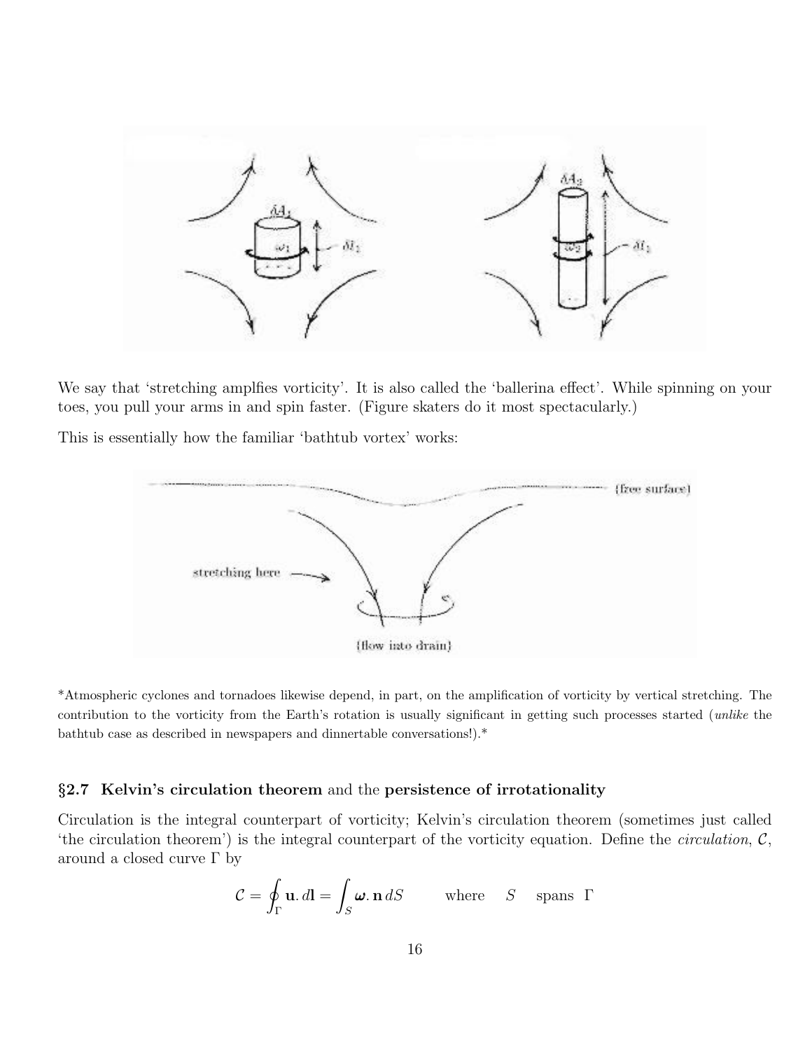We say that 'stretching amplfies vorticity'. It is also called the 'ballerina effect'. While spinning on your toes, you pull your arms in and spin faster. (Figure skaters do it most spectacularly.)

This is essentially how the familiar 'bathtub vortex' works:

*Atmospheric cyclones and tornadoes likewise depend, in part, on the amplification of vorticity by vertical stretching. The contribution to the vorticity from the Earth's rotation is usually significant in getting such processes started (*unlike* the bathtub case as described in newspapers and dinnertable conversations!).*

### §2.7 **Kelvin's circulation theorem** and the **persistence of irrotationality**

Circulation is the integral counterpart of vorticity; Kelvin's circulation theorem (sometimes just called 'the circulation theorem') is the integral counterpart of the vorticity equation. Define the *circulation*, $\mathcal{C}$, around a closed curve $\Gamma$ by

$$\mathcal{C} = \oint_{\Gamma} \mathbf{u}.\, d\mathbf{l} = \int_{S} \boldsymbol{\omega}.\, \mathbf{n}\, dS \qquad \text{where} \quad S \quad \text{spans} \;\; \Gamma$$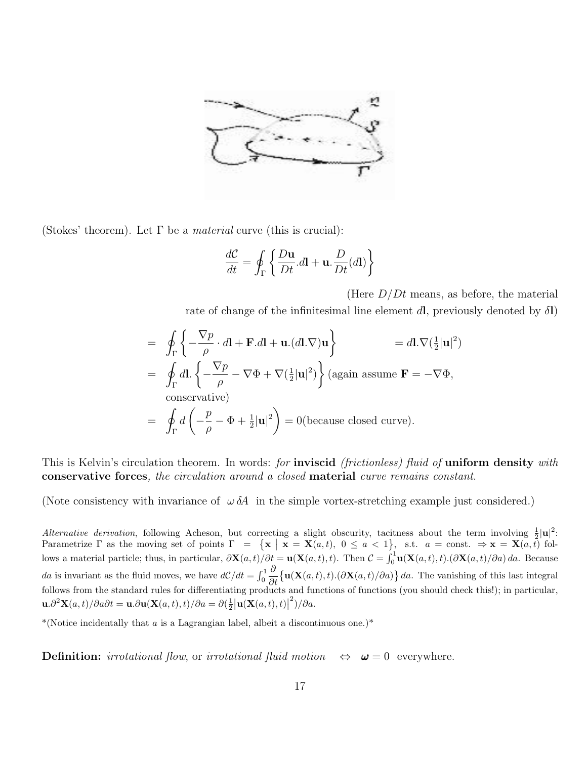(Stokes' theorem). Let $\Gamma$ be a *material* curve (this is crucial):

$$\frac{d\mathcal{C}}{dt} = \oint_\Gamma \left\{ \frac{D\mathbf{u}}{Dt}.d\mathbf{l} + \mathbf{u}.\frac{D}{Dt}(d\mathbf{l}) \right\}$$

(Here $D/Dt$ means, as before, the material rate of change of the infinitesimal line element $d\mathbf{l}$, previously denoted by $\delta\mathbf{l}$)

$$= \oint_\Gamma \left\{ -\frac{\nabla p}{\rho} \cdot d\mathbf{l} + \mathbf{F}.d\mathbf{l} + \mathbf{u}.(d\mathbf{l}.\nabla)\mathbf{u} \right\} \qquad = d\mathbf{l}.\nabla(\tfrac{1}{2}|\mathbf{u}|^2)$$

$$= \oint_\Gamma d\mathbf{l}.\left\{ -\frac{\nabla p}{\rho} - \nabla\Phi + \nabla(\tfrac{1}{2}|\mathbf{u}|^2) \right\}$$ (again assume $\mathbf{F} = -\nabla\Phi$, conservative)

$$= \oint_\Gamma d\left( -\frac{p}{\rho} - \Phi + \tfrac{1}{2}|\mathbf{u}|^2 \right) = 0 \text{(because closed curve).}$$

This is Kelvin's circulation theorem. In words: *for* **inviscid** *(frictionless) fluid of* **uniform density** *with* **conservative forces**, *the circulation around a closed* **material** *curve remains constant.*

(Note consistency with invariance of $\omega\,\delta A$ in the simple vortex-stretching example just considered.)

*Alternative derivation*, following Acheson, but correcting a slight obscurity, tacitness about the term involving $\frac{1}{2}|\mathbf{u}|^2$: Parametrize $\Gamma$ as the moving set of points $\Gamma = \{\mathbf{x} \mid \mathbf{x} = \mathbf{X}(a,t),\ 0 \le a < 1\}$, s.t. $a =$ const. $\Rightarrow \mathbf{x} = \mathbf{X}(a,t)$ follows a material particle; thus, in particular, $\partial\mathbf{X}(a,t)/\partial t = \mathbf{u}(\mathbf{X}(a,t),t)$. Then $\mathcal{C} = \int_0^1 \mathbf{u}(\mathbf{X}(a,t),t).(\partial\mathbf{X}(a,t)/\partial a)\,da$. Because $da$ is invariant as the fluid moves, we have $d\mathcal{C}/dt = \int_0^1 \frac{\partial}{\partial t}\{\mathbf{u}(\mathbf{X}(a,t),t).(\partial\mathbf{X}(a,t)/\partial a)\}\,da$. The vanishing of this last integral follows from the standard rules for differentiating products and functions of functions (you should check this!); in particular, $\mathbf{u}.\partial^2\mathbf{X}(a,t)/\partial a\partial t = \mathbf{u}.\partial\mathbf{u}(\mathbf{X}(a,t),t)/\partial a = \partial(\frac{1}{2}|\mathbf{u}(\mathbf{X}(a,t),t)|^2)/\partial a$.

*(Notice incidentally that $a$ is a Lagrangian label, albeit a discontinuous one.)*

**Definition:** *irrotational flow*, or *irrotational fluid motion* $\Leftrightarrow$ $\boldsymbol{\omega} = 0$ everywhere.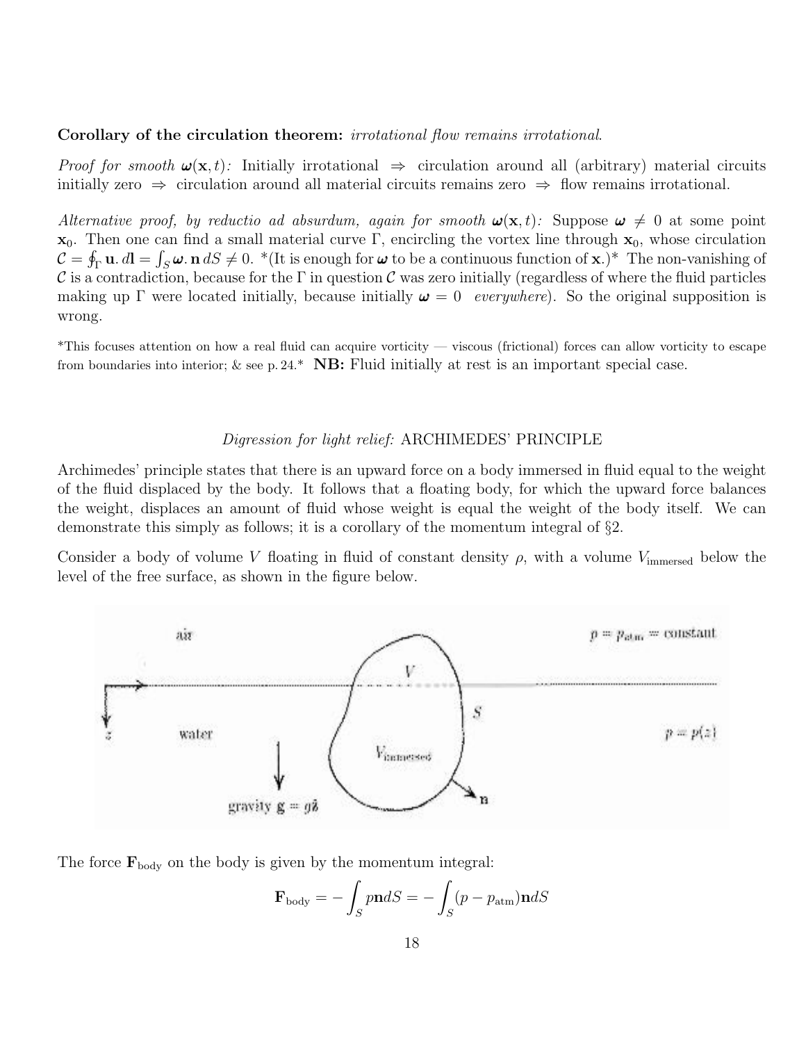**Corollary of the circulation theorem:** *irrotational flow remains irrotational.*

*Proof for smooth $\boldsymbol{\omega}(\mathbf{x}, t)$:* Initially irrotational $\Rightarrow$ circulation around all (arbitrary) material circuits initially zero $\Rightarrow$ circulation around all material circuits remains zero $\Rightarrow$ flow remains irrotational.

*Alternative proof, by reductio ad absurdum, again for smooth $\boldsymbol{\omega}(\mathbf{x}, t)$:* Suppose $\boldsymbol{\omega} \neq 0$ at some point $\mathbf{x}_0$. Then one can find a small material curve $\Gamma$, encircling the vortex line through $\mathbf{x}_0$, whose circulation $\mathcal{C} = \oint_\Gamma \mathbf{u}.\, d\mathbf{l} = \int_S \boldsymbol{\omega}.\, \mathbf{n}\, dS \neq 0$. \*(It is enough for $\boldsymbol{\omega}$ to be a continuous function of $\mathbf{x}$.)\* The non-vanishing of $\mathcal{C}$ is a contradiction, because for the $\Gamma$ in question $\mathcal{C}$ was zero initially (regardless of where the fluid particles making up $\Gamma$ were located initially, because initially $\boldsymbol{\omega} = 0$ *everywhere*). So the original supposition is wrong.

\*This focuses attention on how a real fluid can acquire vorticity — viscous (frictional) forces can allow vorticity to escape from boundaries into interior; & see p. 24.\* **NB:** Fluid initially at rest is an important special case.

*Digression for light relief:* ARCHIMEDES' PRINCIPLE

Archimedes' principle states that there is an upward force on a body immersed in fluid equal to the weight of the fluid displaced by the body. It follows that a floating body, for which the upward force balances the weight, displaces an amount of fluid whose weight is equal the weight of the body itself. We can demonstrate this simply as follows; it is a corollary of the momentum integral of §2.

Consider a body of volume $V$ floating in fluid of constant density $\rho$, with a volume $V_{\text{immersed}}$ below the level of the free surface, as shown in the figure below.

air $\qquad p = p_{\text{atm}} = \text{constant}$

$V$ $\qquad S$

$z$ $\qquad$ water $\qquad p = p(z)$

$V_{\text{immersed}}$ $\qquad \mathbf{n}$

gravity $\mathbf{g} = g\hat{\mathbf{z}}$

The force $\mathbf{F}_{\text{body}}$ on the body is given by the momentum integral:

$$\mathbf{F}_{\text{body}} = -\int_S p\mathbf{n}dS = -\int_S (p - p_{\text{atm}})\mathbf{n}dS$$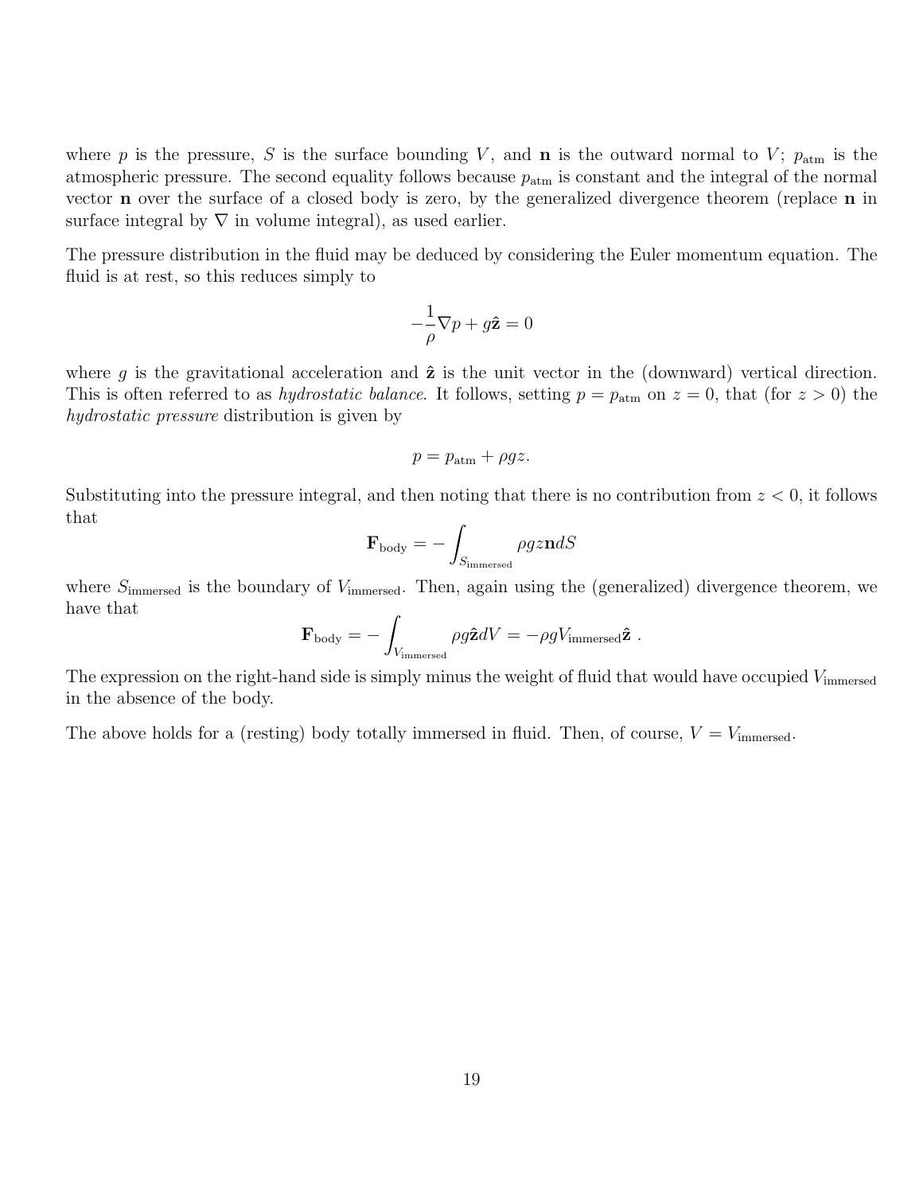where $p$ is the pressure, $S$ is the surface bounding $V$, and $\mathbf{n}$ is the outward normal to $V$; $p_{\text{atm}}$ is the atmospheric pressure. The second equality follows because $p_{\text{atm}}$ is constant and the integral of the normal vector $\mathbf{n}$ over the surface of a closed body is zero, by the generalized divergence theorem (replace $\mathbf{n}$ in surface integral by $\nabla$ in volume integral), as used earlier.

The pressure distribution in the fluid may be deduced by considering the Euler momentum equation. The fluid is at rest, so this reduces simply to

$$-\frac{1}{\rho}\nabla p + g\hat{\mathbf{z}} = 0$$

where $g$ is the gravitational acceleration and $\hat{\mathbf{z}}$ is the unit vector in the (downward) vertical direction. This is often referred to as *hydrostatic balance*. It follows, setting $p = p_{\text{atm}}$ on $z = 0$, that (for $z > 0$) the *hydrostatic pressure* distribution is given by

$$p = p_{\text{atm}} + \rho g z.$$

Substituting into the pressure integral, and then noting that there is no contribution from $z < 0$, it follows that

$$\mathbf{F}_{\text{body}} = -\int_{S_{\text{immersed}}} \rho g z \mathbf{n} dS$$

where $S_{\text{immersed}}$ is the boundary of $V_{\text{immersed}}$. Then, again using the (generalized) divergence theorem, we have that

$$\mathbf{F}_{\text{body}} = -\int_{V_{\text{immersed}}} \rho g \hat{\mathbf{z}} dV = -\rho g V_{\text{immersed}} \hat{\mathbf{z}} \ .$$

The expression on the right-hand side is simply minus the weight of fluid that would have occupied $V_{\text{immersed}}$ in the absence of the body.

The above holds for a (resting) body totally immersed in fluid. Then, of course, $V = V_{\text{immersed}}$.